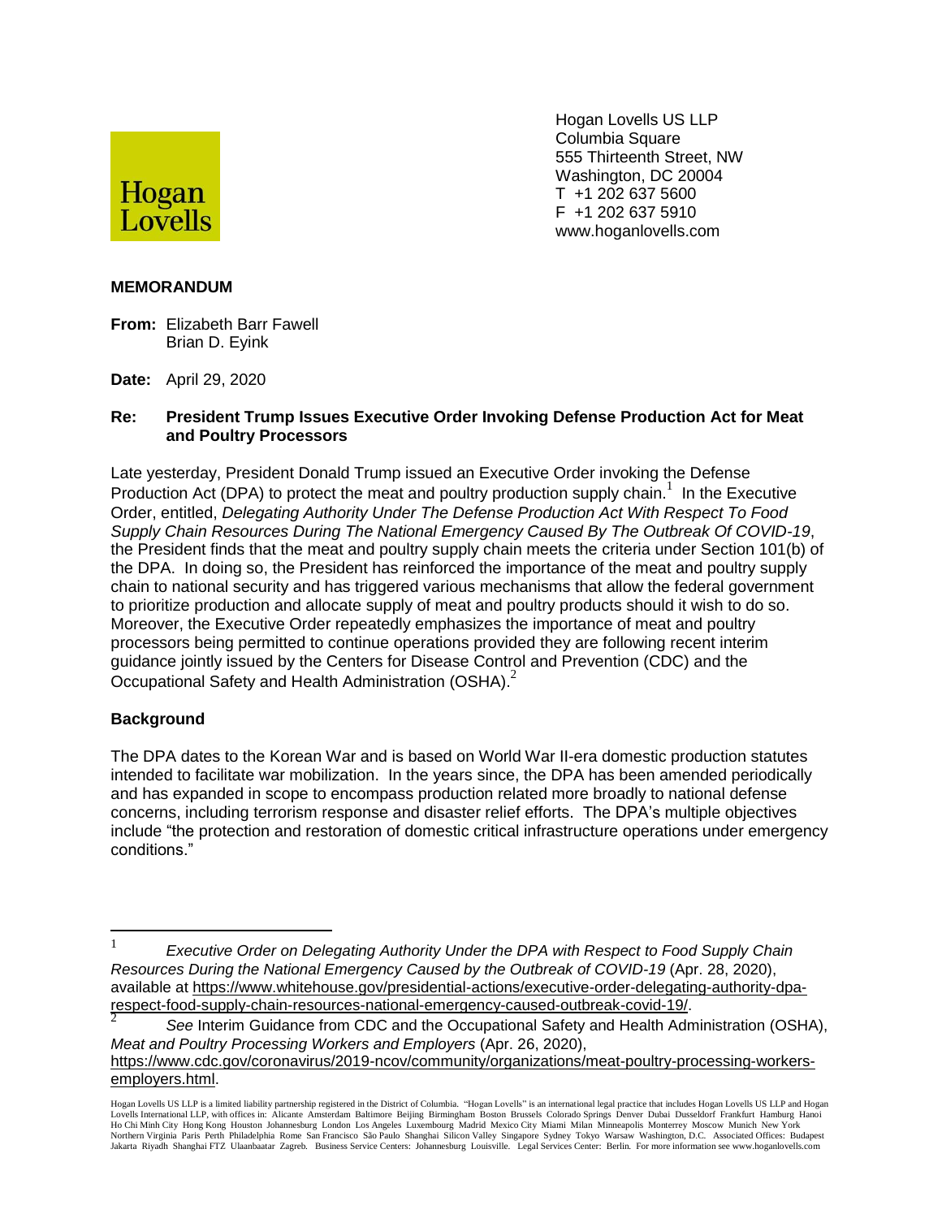Hogan Lovells

Hogan Lovells US LLP
Columbia Square
555 Thirteenth Street, NW
Washington, DC 20004
T +1 202 637 5600
F +1 202 637 5910
www.hoganlovells.com

**MEMORANDUM**

**From:** Elizabeth Barr Fawell
Brian D. Eyink

**Date:** April 29, 2020

**Re: President Trump Issues Executive Order Invoking Defense Production Act for Meat and Poultry Processors**

Late yesterday, President Donald Trump issued an Executive Order invoking the Defense Production Act (DPA) to protect the meat and poultry production supply chain.[1] In the Executive Order, entitled, *Delegating Authority Under The Defense Production Act With Respect To Food Supply Chain Resources During The National Emergency Caused By The Outbreak Of COVID-19*, the President finds that the meat and poultry supply chain meets the criteria under Section 101(b) of the DPA. In doing so, the President has reinforced the importance of the meat and poultry supply chain to national security and has triggered various mechanisms that allow the federal government to prioritize production and allocate supply of meat and poultry products should it wish to do so. Moreover, the Executive Order repeatedly emphasizes the importance of meat and poultry processors being permitted to continue operations provided they are following recent interim guidance jointly issued by the Centers for Disease Control and Prevention (CDC) and the Occupational Safety and Health Administration (OSHA).[2]

**Background**

The DPA dates to the Korean War and is based on World War II-era domestic production statutes intended to facilitate war mobilization. In the years since, the DPA has been amended periodically and has expanded in scope to encompass production related more broadly to national defense concerns, including terrorism response and disaster relief efforts. The DPA's multiple objectives include "the protection and restoration of domestic critical infrastructure operations under emergency conditions."

---

[1] *Executive Order on Delegating Authority Under the DPA with Respect to Food Supply Chain Resources During the National Emergency Caused by the Outbreak of COVID-19* (Apr. 28, 2020), available at https://www.whitehouse.gov/presidential-actions/executive-order-delegating-authority-dpa-respect-food-supply-chain-resources-national-emergency-caused-outbreak-covid-19/.

[2] *See* Interim Guidance from CDC and the Occupational Safety and Health Administration (OSHA), *Meat and Poultry Processing Workers and Employers* (Apr. 26, 2020), https://www.cdc.gov/coronavirus/2019-ncov/community/organizations/meat-poultry-processing-workers-employers.html.

Hogan Lovells US LLP is a limited liability partnership registered in the District of Columbia. "Hogan Lovells" is an international legal practice that includes Hogan Lovells US LLP and Hogan Lovells International LLP, with offices in: Alicante Amsterdam Baltimore Beijing Birmingham Boston Brussels Colorado Springs Denver Dubai Dusseldorf Frankfurt Hamburg Hanoi Ho Chi Minh City Hong Kong Houston Johannesburg London Los Angeles Luxembourg Madrid Mexico City Miami Milan Minneapolis Monterrey Moscow Munich New York Northern Virginia Paris Perth Philadelphia Rome San Francisco São Paulo Shanghai Silicon Valley Singapore Sydney Tokyo Warsaw Washington, D.C. Associated Offices: Budapest Jakarta Riyadh Shanghai FTZ Ulaanbaatar Zagreb. Business Service Centers: Johannesburg Louisville. Legal Services Center: Berlin. For more information see www.hoganlovells.com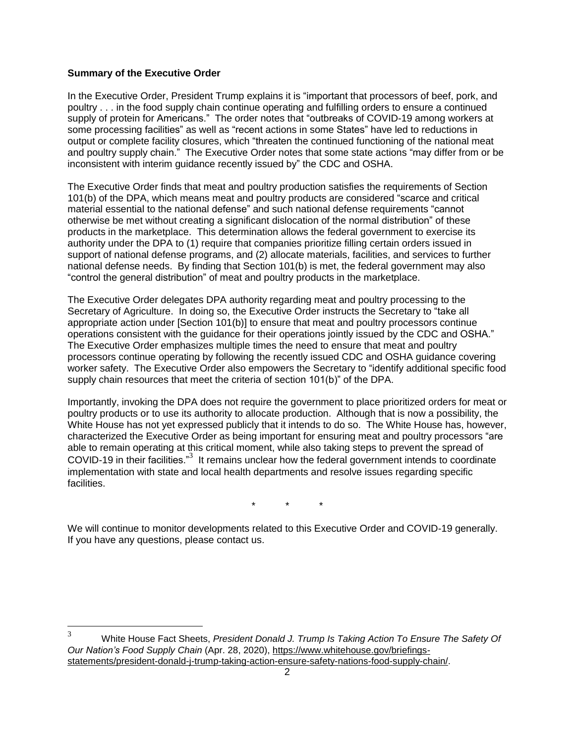**Summary of the Executive Order**

In the Executive Order, President Trump explains it is "important that processors of beef, pork, and poultry . . . in the food supply chain continue operating and fulfilling orders to ensure a continued supply of protein for Americans." The order notes that "outbreaks of COVID-19 among workers at some processing facilities" as well as "recent actions in some States" have led to reductions in output or complete facility closures, which "threaten the continued functioning of the national meat and poultry supply chain." The Executive Order notes that some state actions "may differ from or be inconsistent with interim guidance recently issued by" the CDC and OSHA.

The Executive Order finds that meat and poultry production satisfies the requirements of Section 101(b) of the DPA, which means meat and poultry products are considered "scarce and critical material essential to the national defense" and such national defense requirements "cannot otherwise be met without creating a significant dislocation of the normal distribution" of these products in the marketplace. This determination allows the federal government to exercise its authority under the DPA to (1) require that companies prioritize filling certain orders issued in support of national defense programs, and (2) allocate materials, facilities, and services to further national defense needs. By finding that Section 101(b) is met, the federal government may also "control the general distribution" of meat and poultry products in the marketplace.

The Executive Order delegates DPA authority regarding meat and poultry processing to the Secretary of Agriculture. In doing so, the Executive Order instructs the Secretary to "take all appropriate action under [Section 101(b)] to ensure that meat and poultry processors continue operations consistent with the guidance for their operations jointly issued by the CDC and OSHA." The Executive Order emphasizes multiple times the need to ensure that meat and poultry processors continue operating by following the recently issued CDC and OSHA guidance covering worker safety. The Executive Order also empowers the Secretary to "identify additional specific food supply chain resources that meet the criteria of section 101(b)" of the DPA.

Importantly, invoking the DPA does not require the government to place prioritized orders for meat or poultry products or to use its authority to allocate production. Although that is now a possibility, the White House has not yet expressed publicly that it intends to do so. The White House has, however, characterized the Executive Order as being important for ensuring meat and poultry processors "are able to remain operating at this critical moment, while also taking steps to prevent the spread of COVID-19 in their facilities."[3] It remains unclear how the federal government intends to coordinate implementation with state and local health departments and resolve issues regarding specific facilities.

\* \* \*

We will continue to monitor developments related to this Executive Order and COVID-19 generally. If you have any questions, please contact us.

---

[3] White House Fact Sheets, *President Donald J. Trump Is Taking Action To Ensure The Safety Of Our Nation's Food Supply Chain* (Apr. 28, 2020), https://www.whitehouse.gov/briefings-statements/president-donald-j-trump-taking-action-ensure-safety-nations-food-supply-chain/.